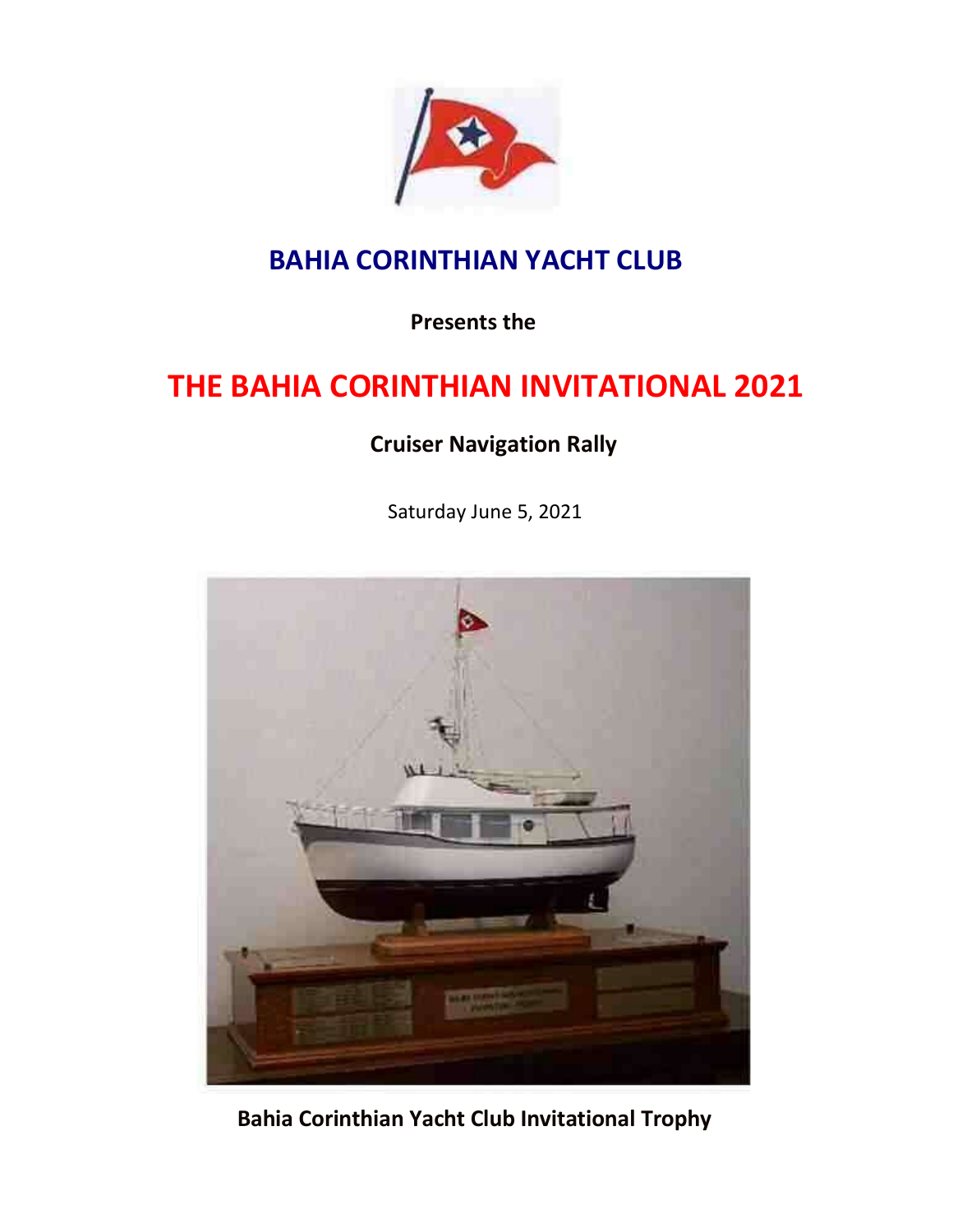# BAHIA CORINTHIAN YACHT CLUB

**Presents the**

# THE BAHIA CORINTHIAN INVITATIONAL 2021

## Cruiser Navigation Rally

Saturday June 5, 2021

**Bahia Corinthian Yacht Club Invitational Trophy**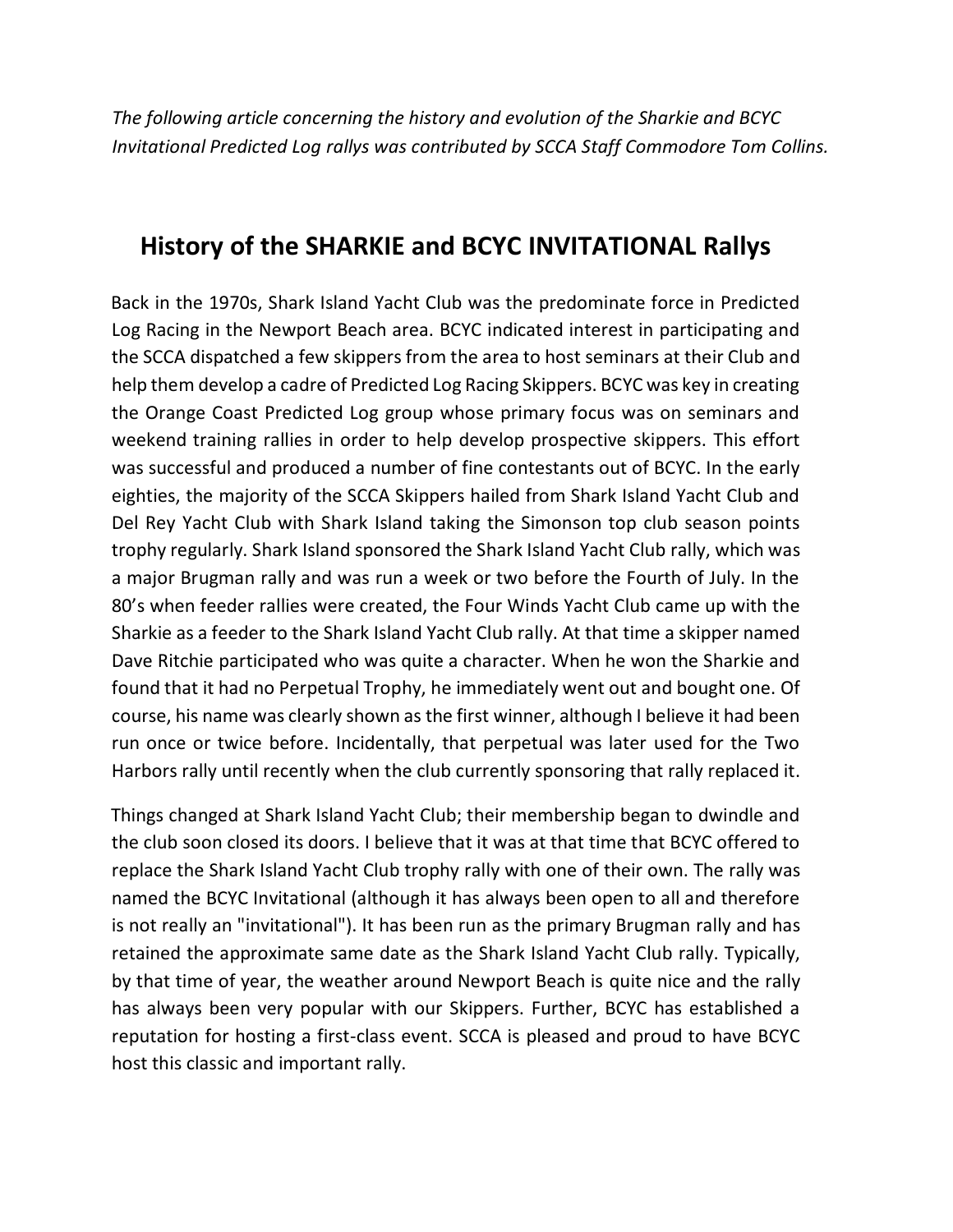*The following article concerning the history and evolution of the Sharkie and BCYC Invitational Predicted Log rallys was contributed by SCCA Staff Commodore Tom Collins.*

## History of the SHARKIE and BCYC INVITATIONAL Rallys

Back in the 1970s, Shark Island Yacht Club was the predominate force in Predicted Log Racing in the Newport Beach area. BCYC indicated interest in participating and the SCCA dispatched a few skippers from the area to host seminars at their Club and help them develop a cadre of Predicted Log Racing Skippers. BCYC was key in creating the Orange Coast Predicted Log group whose primary focus was on seminars and weekend training rallies in order to help develop prospective skippers. This effort was successful and produced a number of fine contestants out of BCYC. In the early eighties, the majority of the SCCA Skippers hailed from Shark Island Yacht Club and Del Rey Yacht Club with Shark Island taking the Simonson top club season points trophy regularly. Shark Island sponsored the Shark Island Yacht Club rally, which was a major Brugman rally and was run a week or two before the Fourth of July. In the 80's when feeder rallies were created, the Four Winds Yacht Club came up with the Sharkie as a feeder to the Shark Island Yacht Club rally. At that time a skipper named Dave Ritchie participated who was quite a character. When he won the Sharkie and found that it had no Perpetual Trophy, he immediately went out and bought one. Of course, his name was clearly shown as the first winner, although I believe it had been run once or twice before. Incidentally, that perpetual was later used for the Two Harbors rally until recently when the club currently sponsoring that rally replaced it.

Things changed at Shark Island Yacht Club; their membership began to dwindle and the club soon closed its doors. I believe that it was at that time that BCYC offered to replace the Shark Island Yacht Club trophy rally with one of their own. The rally was named the BCYC Invitational (although it has always been open to all and therefore is not really an "invitational"). It has been run as the primary Brugman rally and has retained the approximate same date as the Shark Island Yacht Club rally. Typically, by that time of year, the weather around Newport Beach is quite nice and the rally has always been very popular with our Skippers. Further, BCYC has established a reputation for hosting a first-class event. SCCA is pleased and proud to have BCYC host this classic and important rally.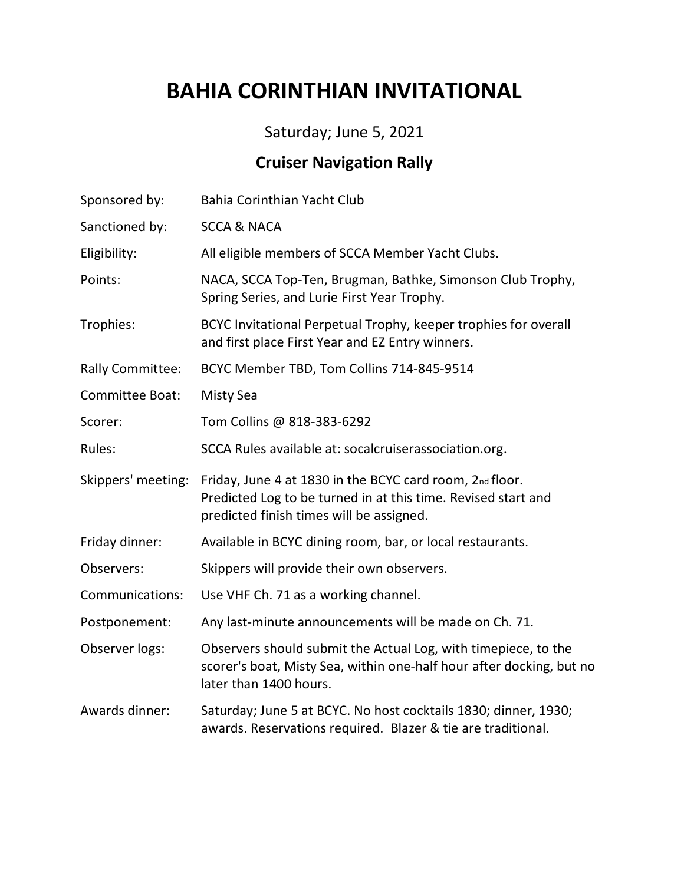# BAHIA CORINTHIAN INVITATIONAL

Saturday; June 5, 2021

## Cruiser Navigation Rally

| | |
|---|---|
| Sponsored by: | Bahia Corinthian Yacht Club |
| Sanctioned by: | SCCA & NACA |
| Eligibility: | All eligible members of SCCA Member Yacht Clubs. |
| Points: | NACA, SCCA Top-Ten, Brugman, Bathke, Simonson Club Trophy, Spring Series, and Lurie First Year Trophy. |
| Trophies: | BCYC Invitational Perpetual Trophy, keeper trophies for overall and first place First Year and EZ Entry winners. |
| Rally Committee: | BCYC Member TBD, Tom Collins 714-845-9514 |
| Committee Boat: | Misty Sea |
| Scorer: | Tom Collins @ 818-383-6292 |
| Rules: | SCCA Rules available at: socalcruiserassociation.org. |
| Skippers' meeting: | Friday, June 4 at 1830 in the BCYC card room, 2nd floor. Predicted Log to be turned in at this time. Revised start and predicted finish times will be assigned. |
| Friday dinner: | Available in BCYC dining room, bar, or local restaurants. |
| Observers: | Skippers will provide their own observers. |
| Communications: | Use VHF Ch. 71 as a working channel. |
| Postponement: | Any last-minute announcements will be made on Ch. 71. |
| Observer logs: | Observers should submit the Actual Log, with timepiece, to the scorer's boat, Misty Sea, within one-half hour after docking, but no later than 1400 hours. |
| Awards dinner: | Saturday; June 5 at BCYC. No host cocktails 1830; dinner, 1930; awards. Reservations required. Blazer & tie are traditional. |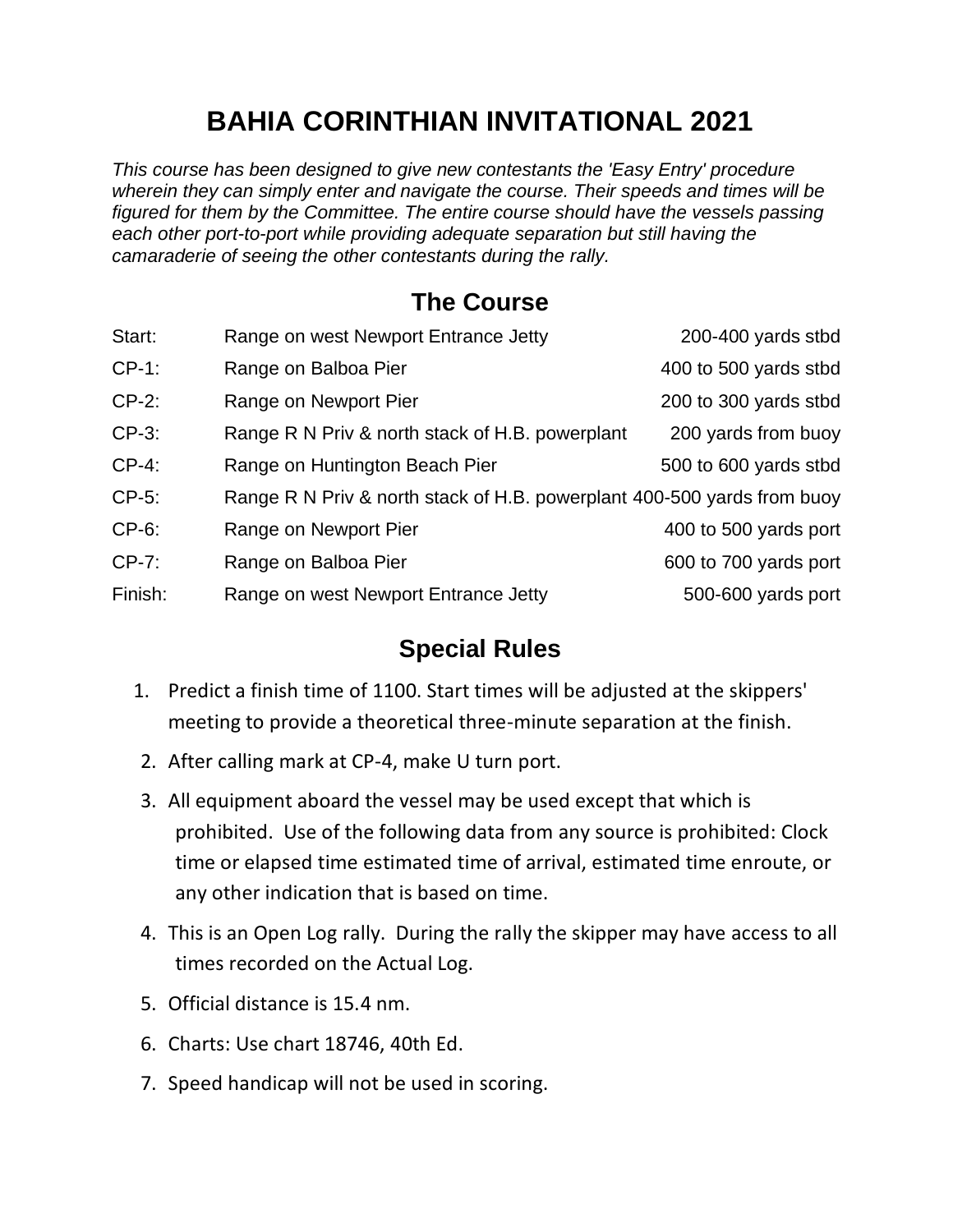# BAHIA CORINTHIAN INVITATIONAL 2021

*This course has been designed to give new contestants the 'Easy Entry' procedure wherein they can simply enter and navigate the course. Their speeds and times will be figured for them by the Committee. The entire course should have the vessels passing each other port-to-port while providing adequate separation but still having the camaraderie of seeing the other contestants during the rally.*

## The Course

| | | |
|---|---|---|
| Start: | Range on west Newport Entrance Jetty | 200-400 yards stbd |
| CP-1: | Range on Balboa Pier | 400 to 500 yards stbd |
| CP-2: | Range on Newport Pier | 200 to 300 yards stbd |
| CP-3: | Range R N Priv & north stack of H.B. powerplant | 200 yards from buoy |
| CP-4: | Range on Huntington Beach Pier | 500 to 600 yards stbd |
| CP-5: | Range R N Priv & north stack of H.B. powerplant | 400-500 yards from buoy |
| CP-6: | Range on Newport Pier | 400 to 500 yards port |
| CP-7: | Range on Balboa Pier | 600 to 700 yards port |
| Finish: | Range on west Newport Entrance Jetty | 500-600 yards port |

## Special Rules

1. Predict a finish time of 1100. Start times will be adjusted at the skippers' meeting to provide a theoretical three-minute separation at the finish.
2. After calling mark at CP-4, make U turn port.
3. All equipment aboard the vessel may be used except that which is prohibited. Use of the following data from any source is prohibited: Clock time or elapsed time estimated time of arrival, estimated time enroute, or any other indication that is based on time.
4. This is an Open Log rally. During the rally the skipper may have access to all times recorded on the Actual Log.
5. Official distance is 15.4 nm.
6. Charts: Use chart 18746, 40th Ed.
7. Speed handicap will not be used in scoring.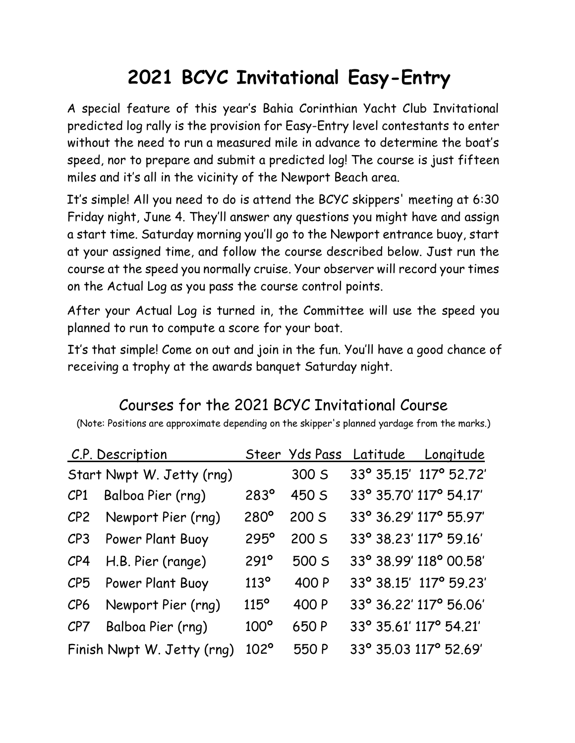# 2021 BCYC Invitational Easy-Entry

A special feature of this year's Bahia Corinthian Yacht Club Invitational predicted log rally is the provision for Easy-Entry level contestants to enter without the need to run a measured mile in advance to determine the boat's speed, nor to prepare and submit a predicted log! The course is just fifteen miles and it's all in the vicinity of the Newport Beach area.

It's simple! All you need to do is attend the BCYC skippers' meeting at 6:30 Friday night, June 4. They'll answer any questions you might have and assign a start time. Saturday morning you'll go to the Newport entrance buoy, start at your assigned time, and follow the course described below. Just run the course at the speed you normally cruise. Your observer will record your times on the Actual Log as you pass the course control points.

After your Actual Log is turned in, the Committee will use the speed you planned to run to compute a score for your boat.

It's that simple! Come on out and join in the fun. You'll have a good chance of receiving a trophy at the awards banquet Saturday night.

## Courses for the 2021 BCYC Invitational Course

(Note: Positions are approximate depending on the skipper's planned yardage from the marks.)

| C.P. | Description | Steer | Yds Pass | Latitude | Longitude |
|---|---|---|---|---|---|
| Start | Nwpt W. Jetty (rng) | | 300 S | 33° 35.15' | 117° 52.72' |
| CP1 | Balboa Pier (rng) | 283° | 450 S | 33° 35.70' | 117° 54.17' |
| CP2 | Newport Pier (rng) | 280° | 200 S | 33° 36.29' | 117° 55.97' |
| CP3 | Power Plant Buoy | 295° | 200 S | 33° 38.23' | 117° 59.16' |
| CP4 | H.B. Pier (range) | 291° | 500 S | 33° 38.99' | 118° 00.58' |
| CP5 | Power Plant Buoy | 113° | 400 P | 33° 38.15' | 117° 59.23' |
| CP6 | Newport Pier (rng) | 115° | 400 P | 33° 36.22' | 117° 56.06' |
| CP7 | Balboa Pier (rng) | 100° | 650 P | 33° 35.61' | 117° 54.21' |
| Finish | Nwpt W. Jetty (rng) | 102° | 550 P | 33° 35.03 | 117° 52.69' |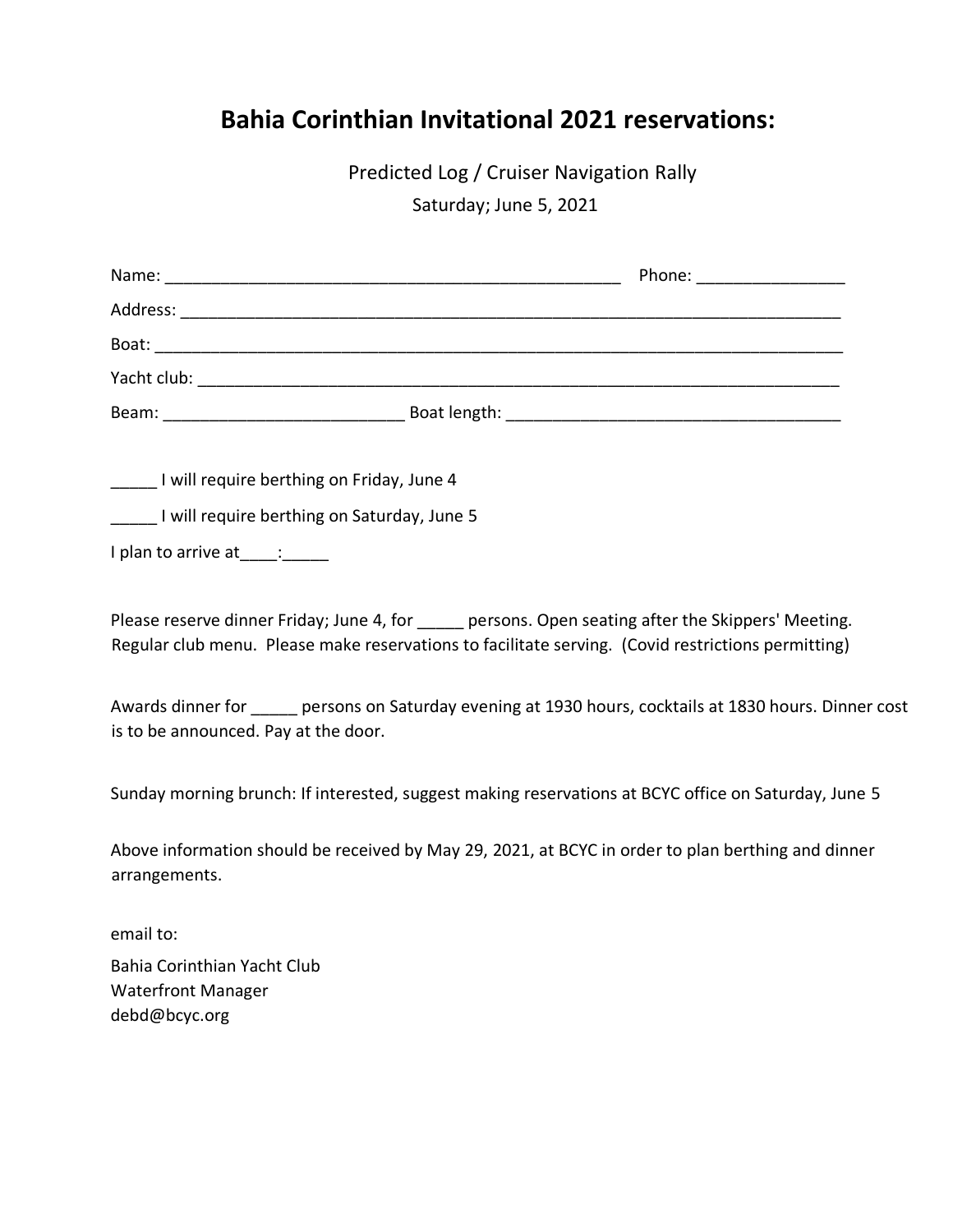# Bahia Corinthian Invitational 2021 reservations:

Predicted Log / Cruiser Navigation Rally

Saturday; June 5, 2021

Name: _______________________________________________ Phone: ______________

Address: _____________________________________________________________________

Boat: _______________________________________________________________________

Yacht club: ___________________________________________________________________

Beam: _________________________ Boat length: __________________________________

_____ I will require berthing on Friday, June 4

_____ I will require berthing on Saturday, June 5

I plan to arrive at____:_____

Please reserve dinner Friday; June 4, for _____ persons. Open seating after the Skippers' Meeting. Regular club menu. Please make reservations to facilitate serving. (Covid restrictions permitting)

Awards dinner for _____ persons on Saturday evening at 1930 hours, cocktails at 1830 hours. Dinner cost is to be announced. Pay at the door.

Sunday morning brunch: If interested, suggest making reservations at BCYC office on Saturday, June 5

Above information should be received by May 29, 2021, at BCYC in order to plan berthing and dinner arrangements.

email to:

Bahia Corinthian Yacht Club
Waterfront Manager
debd@bcyc.org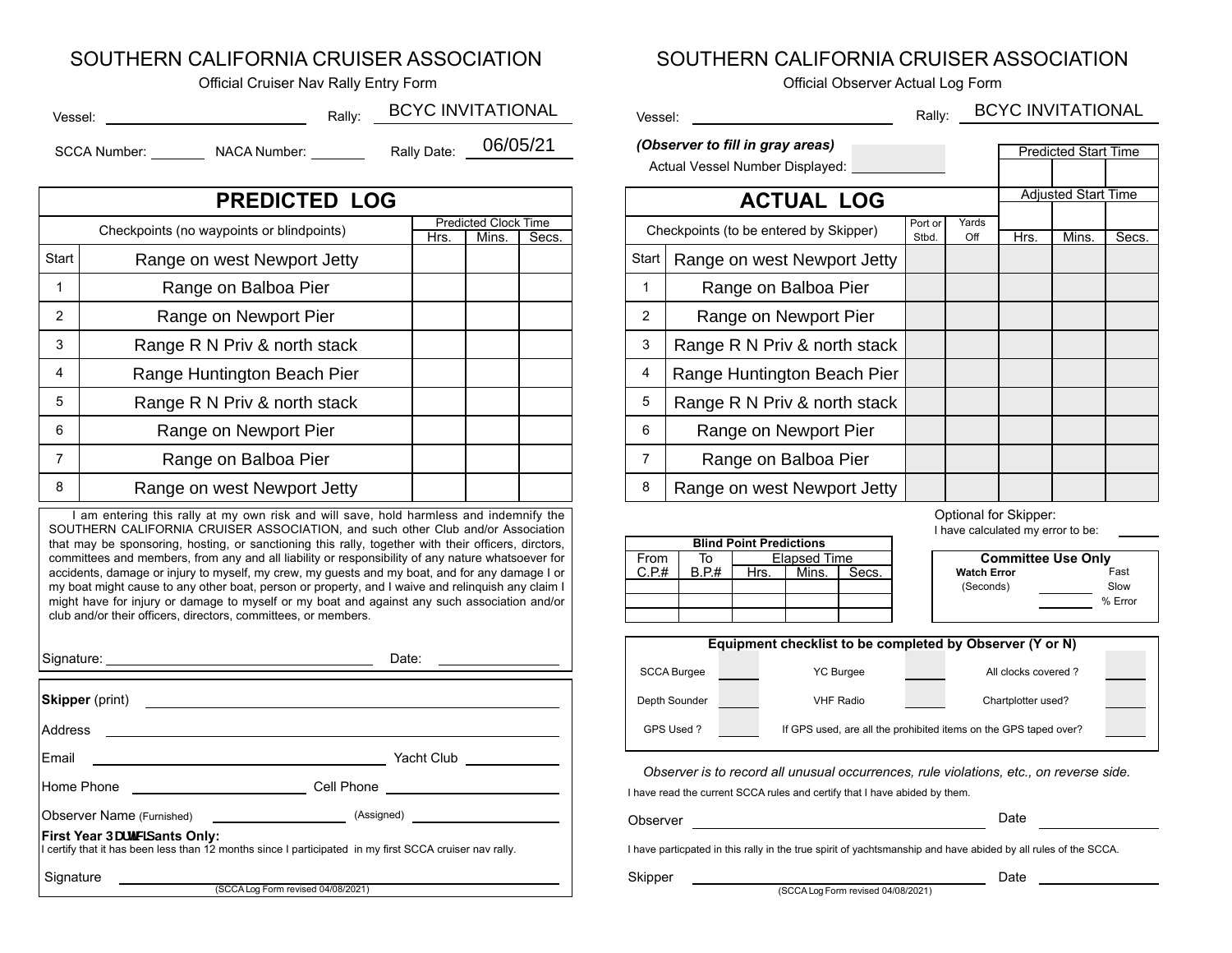# SOUTHERN CALIFORNIA CRUISER ASSOCIATION

Official Cruiser Nav Rally Entry Form

Vessel: ______________________ Rally: BCYC INVITATIONAL

SCCA Number: _______ NACA Number: _______ Rally Date: 06/05/21

## PREDICTED LOG

| | Checkpoints (no waypoints or blindpoints) | Predicted Clock Time | | |
|---|---|---|---|---|
| | | Hrs. | Mins. | Secs. |
| Start | Range on west Newport Jetty | | | |
| 1 | Range on Balboa Pier | | | |
| 2 | Range on Newport Pier | | | |
| 3 | Range R N Priv & north stack | | | |
| 4 | Range Huntington Beach Pier | | | |
| 5 | Range R N Priv & north stack | | | |
| 6 | Range on Newport Pier | | | |
| 7 | Range on Balboa Pier | | | |
| 8 | Range on west Newport Jetty | | | |

I am entering this rally at my own risk and will save, hold harmless and indemnify the SOUTHERN CALIFORNIA CRUISER ASSOCIATION, and such other Club and/or Association that may be sponsoring, hosting, or sanctioning this rally, together with their officers, dirctors, committees and members, from any and all liability or responsibility of any nature whatsoever for accidents, damage or injury to myself, my crew, my guests and my boat, and for any damage I or my boat might cause to any other boat, person or property, and I waive and relinquish any claim I might have for injury or damage to myself or my boat and against any such association and/or club and/or their officers, directors, committees, or members.

Signature: ______________________ Date: ______________

**Skipper** (print) ______________________

Address ______________________

Email ______________________ Yacht Club ______________

Home Phone ______________ Cell Phone ______________

Observer Name (Furnished) ______________ (Assigned) ______________

**First Year Participants Only:**
I certify that it has been less than 12 months since I participated in my first SCCA cruiser nav rally.

Signature ______________________

(SCCA Log Form revised 04/08/2021)

# SOUTHERN CALIFORNIA CRUISER ASSOCIATION

Official Observer Actual Log Form

Vessel: ______________________ Rally: BCYC INVITATIONAL

***(Observer to fill in gray areas)***

Actual Vessel Number Displayed: ______________

| Predicted Start Time | | |
|---|---|---|
| | | |
| **Adjusted Start Time** | | |
| | | |

## ACTUAL LOG

| | Checkpoints (to be entered by Skipper) | Port or Stbd. | Yards Off | Hrs. | Mins. | Secs. |
|---|---|---|---|---|---|---|
| Start | Range on west Newport Jetty | | | | | |
| 1 | Range on Balboa Pier | | | | | |
| 2 | Range on Newport Pier | | | | | |
| 3 | Range R N Priv & north stack | | | | | |
| 4 | Range Huntington Beach Pier | | | | | |
| 5 | Range R N Priv & north stack | | | | | |
| 6 | Range on Newport Pier | | | | | |
| 7 | Range on Balboa Pier | | | | | |
| 8 | Range on west Newport Jetty | | | | | |

**Blind Point Predictions**

| From C.P.# | To B.P.# | Elapsed Time | | |
|---|---|---|---|---|
| | | Hrs. | Mins. | Secs. |
| | | | | |
| | | | | |
| | | | | |

Optional for Skipper:
I have calculated my error to be: ________

**Committee Use Only**

**Watch Error** (Seconds) ________ Fast / Slow

________ % Error

**Equipment checklist to be completed by Observer (Y or N)**

| | | | | | |
|---|---|---|---|---|---|
| SCCA Burgee | | YC Burgee | | All clocks covered ? | |
| Depth Sounder | | VHF Radio | | Chartplotter used? | |
| GPS Used ? | | If GPS used, are all the prohibited items on the GPS taped over? | | | |

*Observer is to record all unusual occurrences, rule violations, etc., on reverse side.*

I have read the current SCCA rules and certify that I have abided by them.

Observer ______________________ Date ______________

I have particpated in this rally in the true spirit of yachtsmanship and have abided by all rules of the SCCA.

Skipper ______________________ Date ______________

(SCCA Log Form revised 04/08/2021)